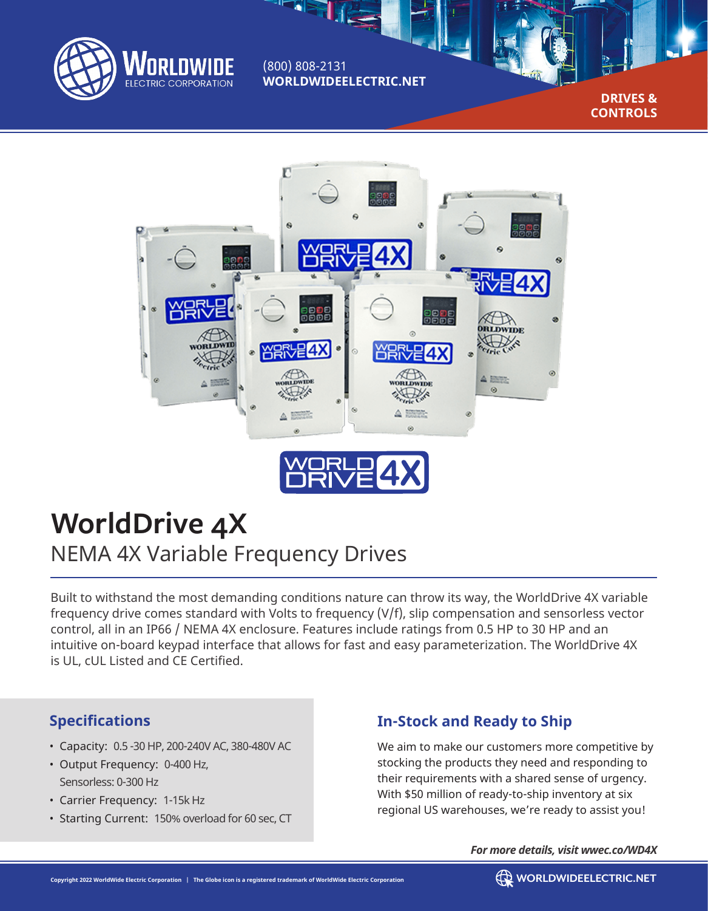WORLDWIDE ELECTRIC CORPORATION

(800) 808-2131
**WORLDWIDEELECTRIC.NET**

**DRIVES & CONTROLS**

# WorldDrive 4X

## NEMA 4X Variable Frequency Drives

Built to withstand the most demanding conditions nature can throw its way, the WorldDrive 4X variable frequency drive comes standard with Volts to frequency (V/f), slip compensation and sensorless vector control, all in an IP66 / NEMA 4X enclosure. Features include ratings from 0.5 HP to 30 HP and an intuitive on-board keypad interface that allows for fast and easy parameterization. The WorldDrive 4X is UL, cUL Listed and CE Certified.

### Specifications

- Capacity: 0.5 -30 HP, 200-240V AC, 380-480V AC
- Output Frequency: 0-400 Hz, Sensorless: 0-300 Hz
- Carrier Frequency: 1-15k Hz
- Starting Current: 150% overload for 60 sec, CT

### In-Stock and Ready to Ship

We aim to make our customers more competitive by stocking the products they need and responding to their requirements with a shared sense of urgency. With $50 million of ready-to-ship inventory at six regional US warehouses, we're ready to assist you!

***For more details, visit wwec.co/WD4X***

Copyright 2022 WorldWide Electric Corporation | The Globe icon is a registered trademark of WorldWide Electric Corporation

WORLDWIDEELECTRIC.NET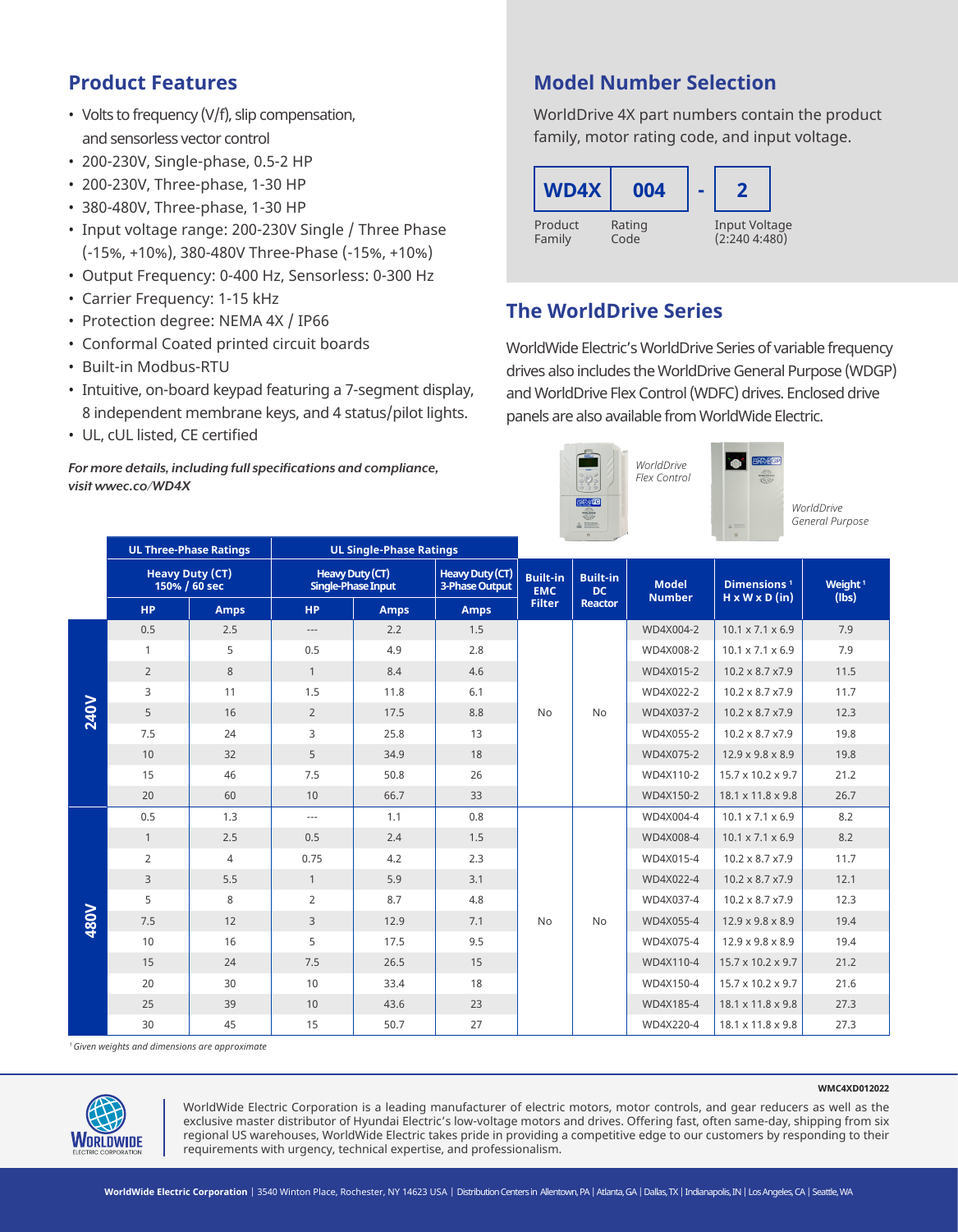## Product Features

- Volts to frequency (V/f), slip compensation, and sensorless vector control
- 200-230V, Single-phase, 0.5-2 HP
- 200-230V, Three-phase, 1-30 HP
- 380-480V, Three-phase, 1-30 HP
- Input voltage range: 200-230V Single / Three Phase (-15%, +10%), 380-480V Three-Phase (-15%, +10%)
- Output Frequency: 0-400 Hz, Sensorless: 0-300 Hz
- Carrier Frequency: 1-15 kHz
- Protection degree: NEMA 4X / IP66
- Conformal Coated printed circuit boards
- Built-in Modbus-RTU
- Intuitive, on-board keypad featuring a 7-segment display, 8 independent membrane keys, and 4 status/pilot lights.
- UL, cUL listed, CE certified

*For more details, including full specifications and compliance, visit wwec.co/WD4X*

## Model Number Selection

WorldDrive 4X part numbers contain the product family, motor rating code, and input voltage.

| WD4X | 004 | - | 2 |
|---|---|---|---|
| Product Family | Rating Code | | Input Voltage (2:240 4:480) |

## The WorldDrive Series

WorldWide Electric's WorldDrive Series of variable frequency drives also includes the WorldDrive General Purpose (WDGP) and WorldDrive Flex Control (WDFC) drives. Enclosed drive panels are also available from WorldWide Electric.

*WorldDrive Flex Control*

*WorldDrive General Purpose*

| | UL Three-Phase Ratings | | UL Single-Phase Ratings | | | | | | | |
|---|---|---|---|---|---|---|---|---|---|---|
| | Heavy Duty (CT) 150% / 60 sec | | Heavy Duty (CT) Single-Phase Input | | Heavy Duty (CT) 3-Phase Output | Built-in EMC Filter | Built-in DC Reactor | Model Number | Dimensions[1] H x W x D (in) | Weight[1] (lbs) |
| | HP | Amps | HP | Amps | Amps | | | | | |
| 240V | 0.5 | 2.5 | --- | 2.2 | 1.5 | No | No | WD4X004-2 | 10.1 x 7.1 x 6.9 | 7.9 |
| | 1 | 5 | 0.5 | 4.9 | 2.8 | | | WD4X008-2 | 10.1 x 7.1 x 6.9 | 7.9 |
| | 2 | 8 | 1 | 8.4 | 4.6 | | | WD4X015-2 | 10.2 x 8.7 x7.9 | 11.5 |
| | 3 | 11 | 1.5 | 11.8 | 6.1 | | | WD4X022-2 | 10.2 x 8.7 x7.9 | 11.7 |
| | 5 | 16 | 2 | 17.5 | 8.8 | | | WD4X037-2 | 10.2 x 8.7 x7.9 | 12.3 |
| | 7.5 | 24 | 3 | 25.8 | 13 | | | WD4X055-2 | 10.2 x 8.7 x7.9 | 19.8 |
| | 10 | 32 | 5 | 34.9 | 18 | | | WD4X075-2 | 12.9 x 9.8 x 8.9 | 19.8 |
| | 15 | 46 | 7.5 | 50.8 | 26 | | | WD4X110-2 | 15.7 x 10.2 x 9.7 | 21.2 |
| | 20 | 60 | 10 | 66.7 | 33 | | | WD4X150-2 | 18.1 x 11.8 x 9.8 | 26.7 |
| 480V | 0.5 | 1.3 | --- | 1.1 | 0.8 | No | No | WD4X004-4 | 10.1 x 7.1 x 6.9 | 8.2 |
| | 1 | 2.5 | 0.5 | 2.4 | 1.5 | | | WD4X008-4 | 10.1 x 7.1 x 6.9 | 8.2 |
| | 2 | 4 | 0.75 | 4.2 | 2.3 | | | WD4X015-4 | 10.2 x 8.7 x7.9 | 11.7 |
| | 3 | 5.5 | 1 | 5.9 | 3.1 | | | WD4X022-4 | 10.2 x 8.7 x7.9 | 12.1 |
| | 5 | 8 | 2 | 8.7 | 4.8 | | | WD4X037-4 | 10.2 x 8.7 x7.9 | 12.3 |
| | 7.5 | 12 | 3 | 12.9 | 7.1 | | | WD4X055-4 | 12.9 x 9.8 x 8.9 | 19.4 |
| | 10 | 16 | 5 | 17.5 | 9.5 | | | WD4X075-4 | 12.9 x 9.8 x 8.9 | 19.4 |
| | 15 | 24 | 7.5 | 26.5 | 15 | | | WD4X110-4 | 15.7 x 10.2 x 9.7 | 21.2 |
| | 20 | 30 | 10 | 33.4 | 18 | | | WD4X150-4 | 15.7 x 10.2 x 9.7 | 21.6 |
| | 25 | 39 | 10 | 43.6 | 23 | | | WD4X185-4 | 18.1 x 11.8 x 9.8 | 27.3 |
| | 30 | 45 | 15 | 50.7 | 27 | | | WD4X220-4 | 18.1 x 11.8 x 9.8 | 27.3 |

*[1] Given weights and dimensions are approximate*

WMC4XD012022

WorldWide Electric Corporation is a leading manufacturer of electric motors, motor controls, and gear reducers as well as the exclusive master distributor of Hyundai Electric's low-voltage motors and drives. Offering fast, often same-day, shipping from six regional US warehouses, WorldWide Electric takes pride in providing a competitive edge to our customers by responding to their requirements with urgency, technical expertise, and professionalism.

**WorldWide Electric Corporation** | 3540 Winton Place, Rochester, NY 14623 USA | Distribution Centers in Allentown, PA | Atlanta, GA | Dallas, TX | Indianapolis, IN | Los Angeles, CA | Seattle, WA